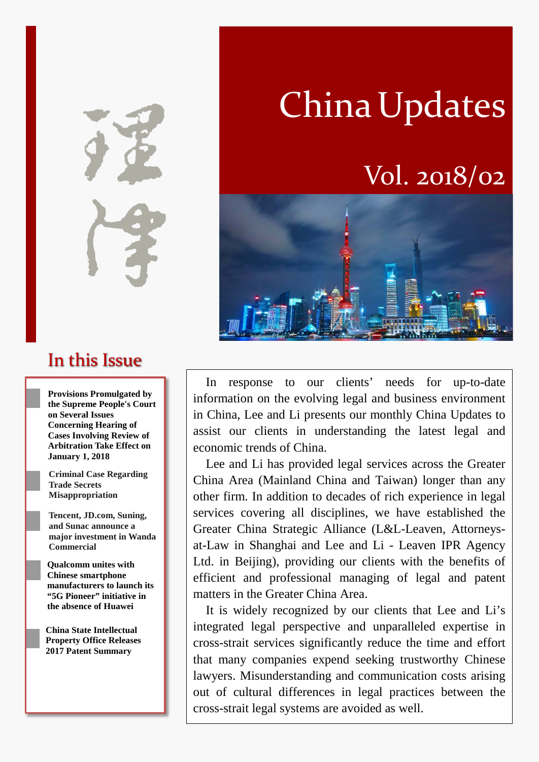# China Updates

## Vol. 2018/02

## In this Issue

- **Provisions Promulgated by the Supreme People's Court on Several Issues Concerning Hearing of Cases Involving Review of Arbitration Take Effect on January 1, 2018**
- **Criminal Case Regarding Trade Secrets Misappropriation**
- **Tencent, JD.com, Suning, and Sunac announce a major investment in Wanda Commercial**
- **Qualcomm unites with Chinese smartphone manufacturers to launch its "5G Pioneer" initiative in the absence of Huawei**
- **China State Intellectual Property Office Releases 2017 Patent Summary**

In response to our clients' needs for up-to-date information on the evolving legal and business environment in China, Lee and Li presents our monthly China Updates to assist our clients in understanding the latest legal and economic trends of China.

Lee and Li has provided legal services across the Greater China Area (Mainland China and Taiwan) longer than any other firm. In addition to decades of rich experience in legal services covering all disciplines, we have established the Greater China Strategic Alliance (L&L-Leaven, Attorneys-at-Law in Shanghai and Lee and Li - Leaven IPR Agency Ltd. in Beijing), providing our clients with the benefits of efficient and professional managing of legal and patent matters in the Greater China Area.

It is widely recognized by our clients that Lee and Li's integrated legal perspective and unparalleled expertise in cross-strait services significantly reduce the time and effort that many companies expend seeking trustworthy Chinese lawyers. Misunderstanding and communication costs arising out of cultural differences in legal practices between the cross-strait legal systems are avoided as well.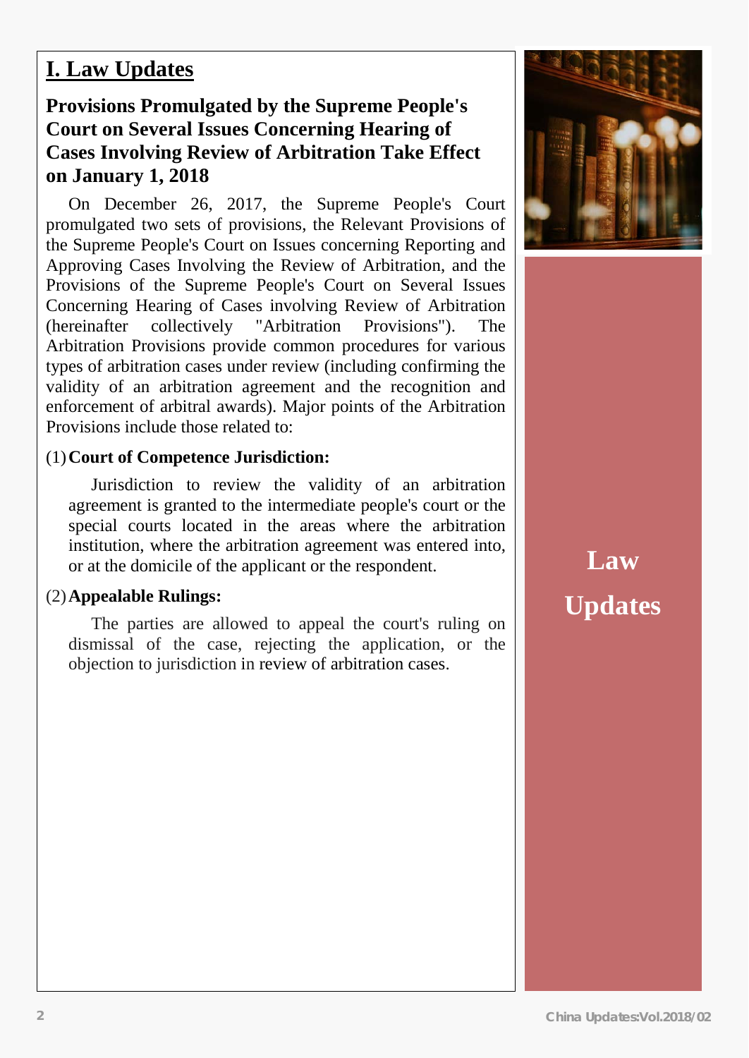# I. Law Updates

## Provisions Promulgated by the Supreme People's Court on Several Issues Concerning Hearing of Cases Involving Review of Arbitration Take Effect on January 1, 2018

On December 26, 2017, the Supreme People's Court promulgated two sets of provisions, the Relevant Provisions of the Supreme People's Court on Issues concerning Reporting and Approving Cases Involving the Review of Arbitration, and the Provisions of the Supreme People's Court on Several Issues Concerning Hearing of Cases involving Review of Arbitration (hereinafter collectively "Arbitration Provisions"). The Arbitration Provisions provide common procedures for various types of arbitration cases under review (including confirming the validity of an arbitration agreement and the recognition and enforcement of arbitral awards). Major points of the Arbitration Provisions include those related to:

(1) **Court of Competence Jurisdiction:**

Jurisdiction to review the validity of an arbitration agreement is granted to the intermediate people's court or the special courts located in the areas where the arbitration institution, where the arbitration agreement was entered into, or at the domicile of the applicant or the respondent.

(2) **Appealable Rulings:**

The parties are allowed to appeal the court's ruling on dismissal of the case, rejecting the application, or the objection to jurisdiction in review of arbitration cases.

**Law Updates**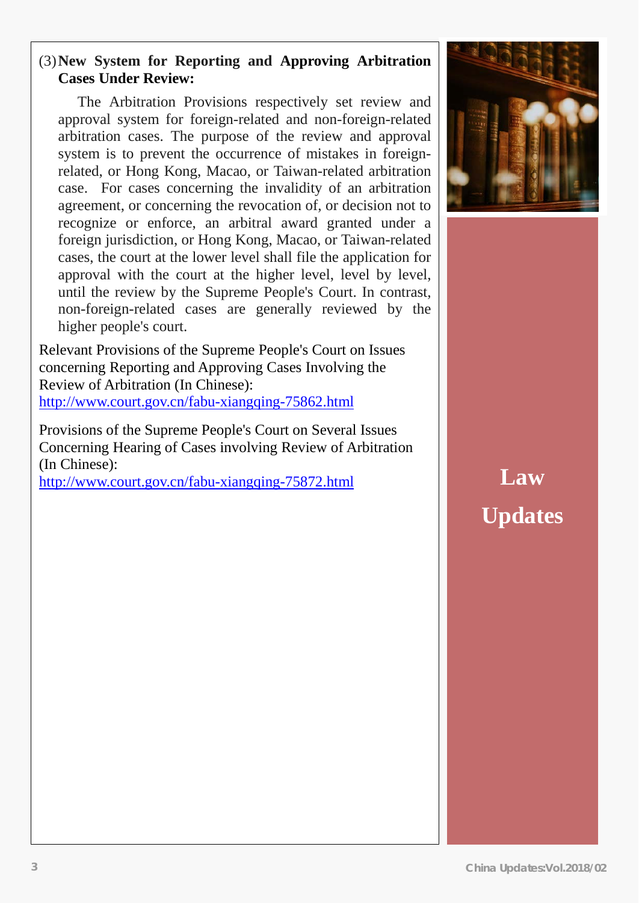(3) **New System for Reporting and Approving Arbitration Cases Under Review:**

The Arbitration Provisions respectively set review and approval system for foreign-related and non-foreign-related arbitration cases. The purpose of the review and approval system is to prevent the occurrence of mistakes in foreign-related, or Hong Kong, Macao, or Taiwan-related arbitration case. For cases concerning the invalidity of an arbitration agreement, or concerning the revocation of, or decision not to recognize or enforce, an arbitral award granted under a foreign jurisdiction, or Hong Kong, Macao, or Taiwan-related cases, the court at the lower level shall file the application for approval with the court at the higher level, level by level, until the review by the Supreme People's Court. In contrast, non-foreign-related cases are generally reviewed by the higher people's court.

Relevant Provisions of the Supreme People's Court on Issues concerning Reporting and Approving Cases Involving the Review of Arbitration (In Chinese):
http://www.court.gov.cn/fabu-xiangqing-75862.html

Provisions of the Supreme People's Court on Several Issues Concerning Hearing of Cases involving Review of Arbitration (In Chinese):
http://www.court.gov.cn/fabu-xiangqing-75872.html

**Law Updates**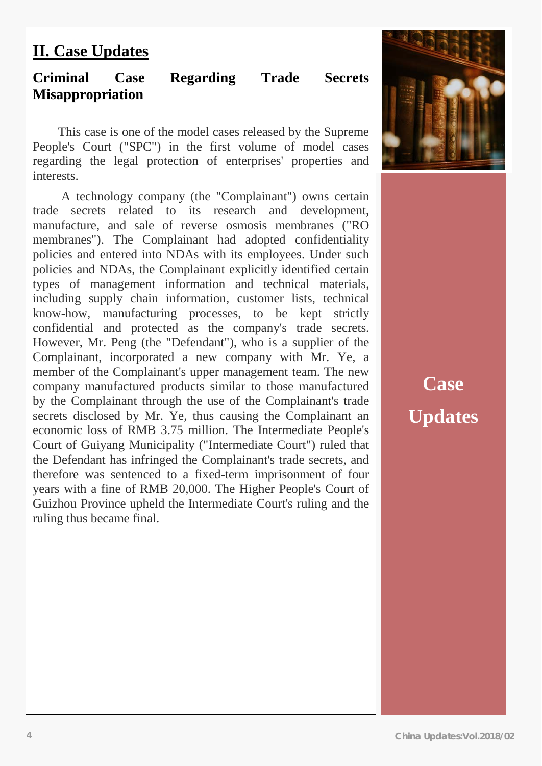## II. Case Updates

### Criminal Case Regarding Trade Secrets Misappropriation

This case is one of the model cases released by the Supreme People's Court ("SPC") in the first volume of model cases regarding the legal protection of enterprises' properties and interests.

A technology company (the "Complainant") owns certain trade secrets related to its research and development, manufacture, and sale of reverse osmosis membranes ("RO membranes"). The Complainant had adopted confidentiality policies and entered into NDAs with its employees. Under such policies and NDAs, the Complainant explicitly identified certain types of management information and technical materials, including supply chain information, customer lists, technical know-how, manufacturing processes, to be kept strictly confidential and protected as the company's trade secrets. However, Mr. Peng (the "Defendant"), who is a supplier of the Complainant, incorporated a new company with Mr. Ye, a member of the Complainant's upper management team. The new company manufactured products similar to those manufactured by the Complainant through the use of the Complainant's trade secrets disclosed by Mr. Ye, thus causing the Complainant an economic loss of RMB 3.75 million. The Intermediate People's Court of Guiyang Municipality ("Intermediate Court") ruled that the Defendant has infringed the Complainant's trade secrets, and therefore was sentenced to a fixed-term imprisonment of four years with a fine of RMB 20,000. The Higher People's Court of Guizhou Province upheld the Intermediate Court's ruling and the ruling thus became final.

**Case Updates**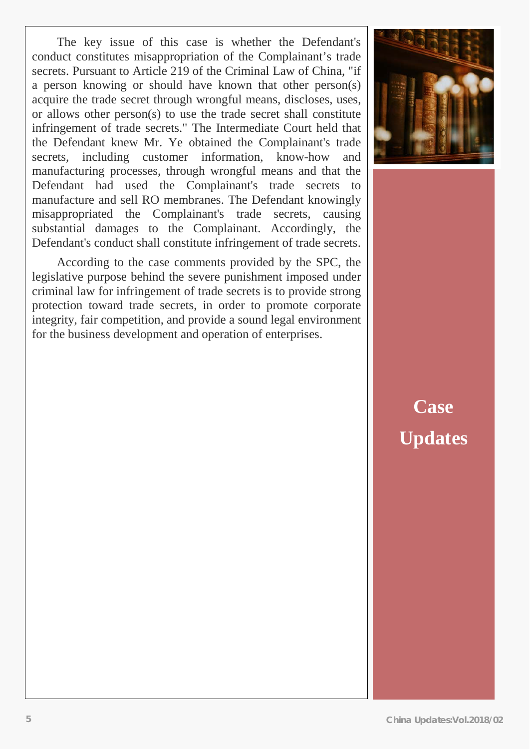The key issue of this case is whether the Defendant's conduct constitutes misappropriation of the Complainant's trade secrets. Pursuant to Article 219 of the Criminal Law of China, "if a person knowing or should have known that other person(s) acquire the trade secret through wrongful means, discloses, uses, or allows other person(s) to use the trade secret shall constitute infringement of trade secrets." The Intermediate Court held that the Defendant knew Mr. Ye obtained the Complainant's trade secrets, including customer information, know-how and manufacturing processes, through wrongful means and that the Defendant had used the Complainant's trade secrets to manufacture and sell RO membranes. The Defendant knowingly misappropriated the Complainant's trade secrets, causing substantial damages to the Complainant. Accordingly, the Defendant's conduct shall constitute infringement of trade secrets.

According to the case comments provided by the SPC, the legislative purpose behind the severe punishment imposed under criminal law for infringement of trade secrets is to provide strong protection toward trade secrets, in order to promote corporate integrity, fair competition, and provide a sound legal environment for the business development and operation of enterprises.

**Case Updates**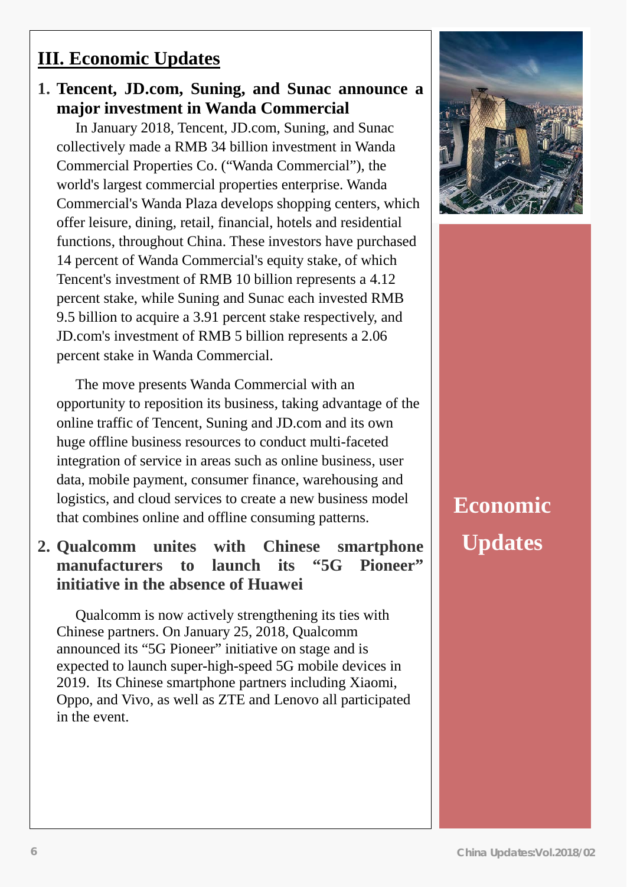# III. Economic Updates

## 1. Tencent, JD.com, Suning, and Sunac announce a major investment in Wanda Commercial

In January 2018, Tencent, JD.com, Suning, and Sunac collectively made a RMB 34 billion investment in Wanda Commercial Properties Co. ("Wanda Commercial"), the world's largest commercial properties enterprise. Wanda Commercial's Wanda Plaza develops shopping centers, which offer leisure, dining, retail, financial, hotels and residential functions, throughout China. These investors have purchased 14 percent of Wanda Commercial's equity stake, of which Tencent's investment of RMB 10 billion represents a 4.12 percent stake, while Suning and Sunac each invested RMB 9.5 billion to acquire a 3.91 percent stake respectively, and JD.com's investment of RMB 5 billion represents a 2.06 percent stake in Wanda Commercial.

The move presents Wanda Commercial with an opportunity to reposition its business, taking advantage of the online traffic of Tencent, Suning and JD.com and its own huge offline business resources to conduct multi-faceted integration of service in areas such as online business, user data, mobile payment, consumer finance, warehousing and logistics, and cloud services to create a new business model that combines online and offline consuming patterns.

## 2. Qualcomm unites with Chinese smartphone manufacturers to launch its "5G Pioneer" initiative in the absence of Huawei

Qualcomm is now actively strengthening its ties with Chinese partners. On January 25, 2018, Qualcomm announced its "5G Pioneer" initiative on stage and is expected to launch super-high-speed 5G mobile devices in 2019. Its Chinese smartphone partners including Xiaomi, Oppo, and Vivo, as well as ZTE and Lenovo all participated in the event.

Economic Updates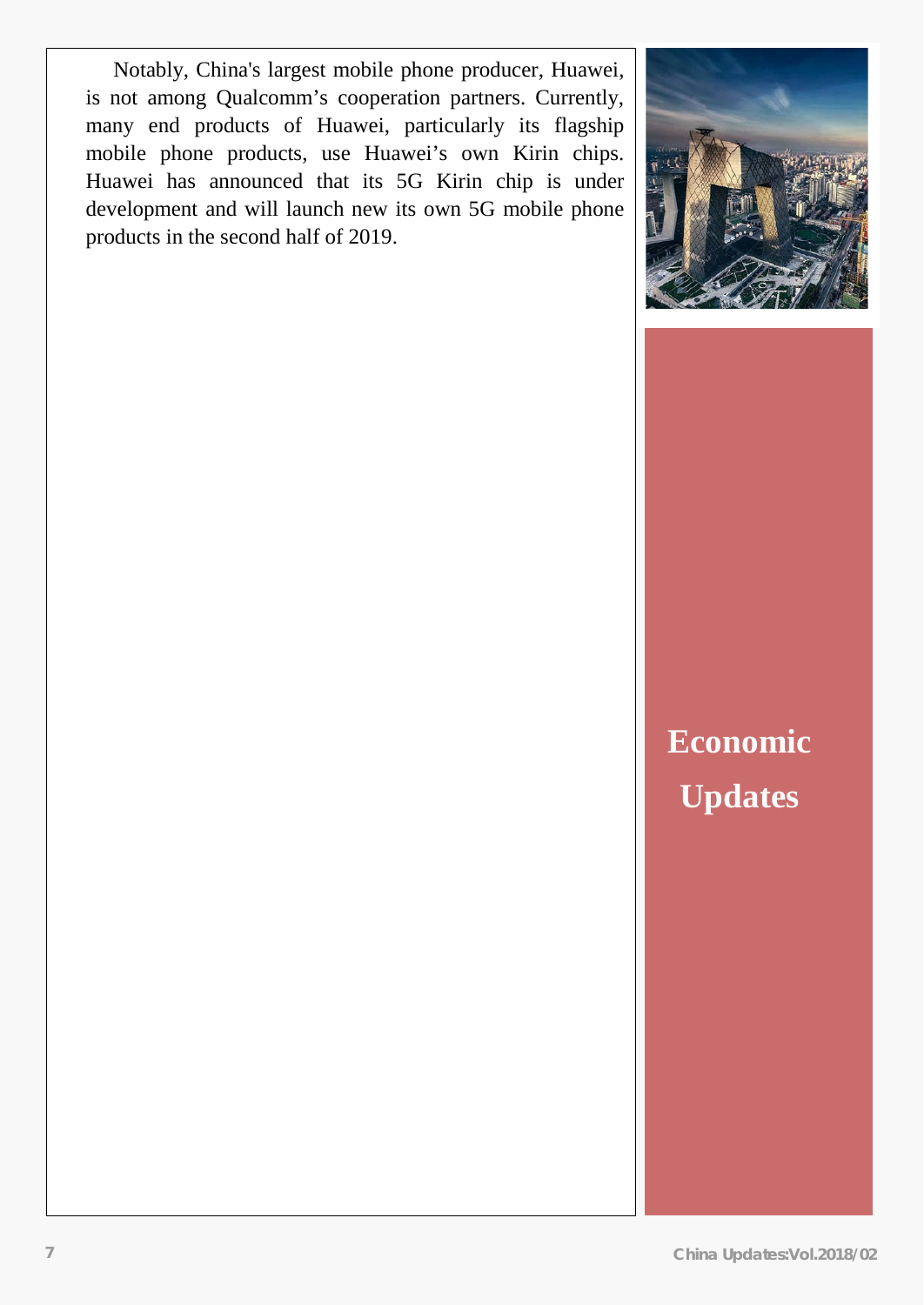Notably, China's largest mobile phone producer, Huawei, is not among Qualcomm's cooperation partners. Currently, many end products of Huawei, particularly its flagship mobile phone products, use Huawei's own Kirin chips. Huawei has announced that its 5G Kirin chip is under development and will launch new its own 5G mobile phone products in the second half of 2019.

# Economic Updates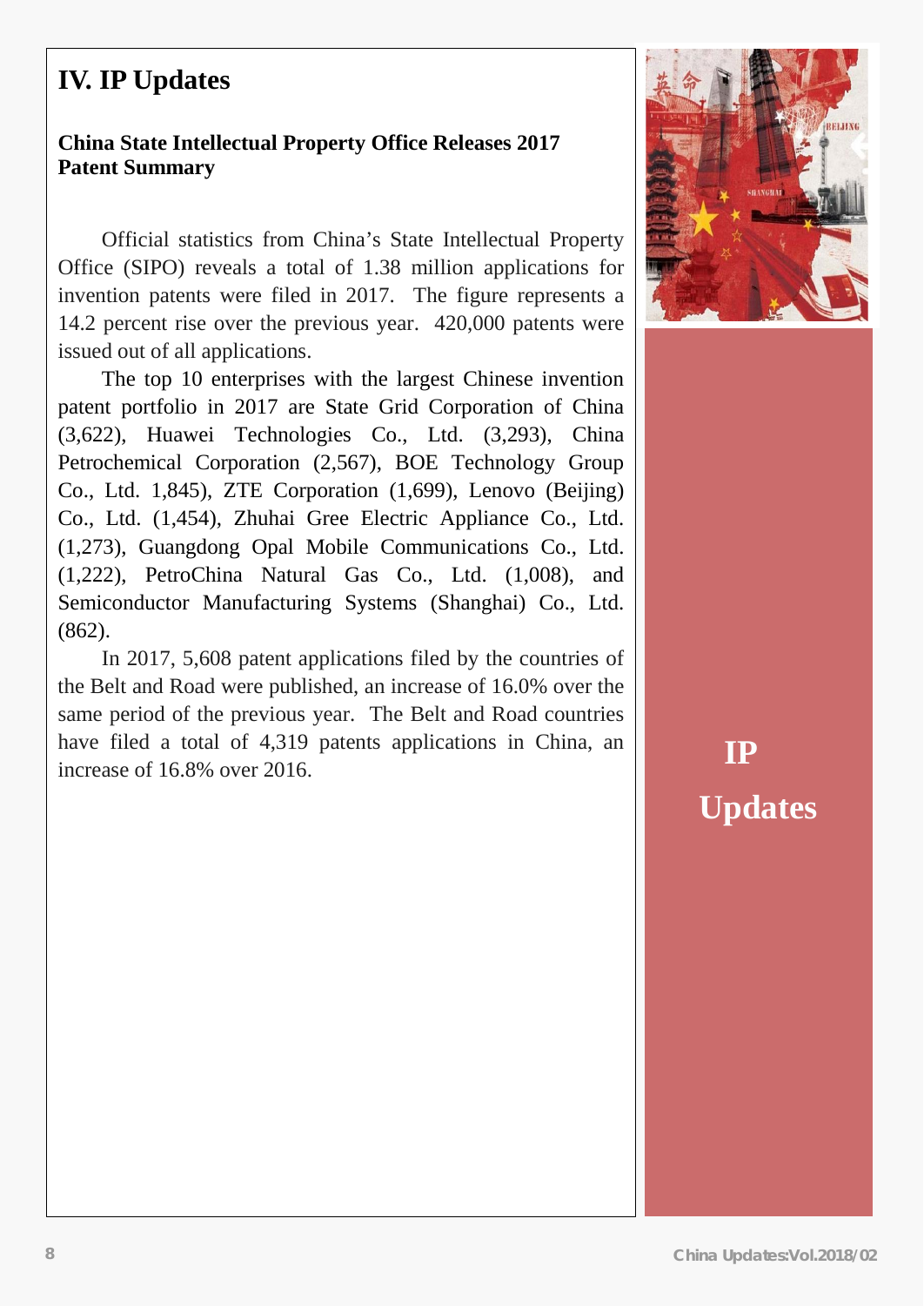# IV. IP Updates

## China State Intellectual Property Office Releases 2017 Patent Summary

Official statistics from China's State Intellectual Property Office (SIPO) reveals a total of 1.38 million applications for invention patents were filed in 2017. The figure represents a 14.2 percent rise over the previous year. 420,000 patents were issued out of all applications.

The top 10 enterprises with the largest Chinese invention patent portfolio in 2017 are State Grid Corporation of China (3,622), Huawei Technologies Co., Ltd. (3,293), China Petrochemical Corporation (2,567), BOE Technology Group Co., Ltd. 1,845), ZTE Corporation (1,699), Lenovo (Beijing) Co., Ltd. (1,454), Zhuhai Gree Electric Appliance Co., Ltd. (1,273), Guangdong Opal Mobile Communications Co., Ltd. (1,222), PetroChina Natural Gas Co., Ltd. (1,008), and Semiconductor Manufacturing Systems (Shanghai) Co., Ltd. (862).

In 2017, 5,608 patent applications filed by the countries of the Belt and Road were published, an increase of 16.0% over the same period of the previous year. The Belt and Road countries have filed a total of 4,319 patents applications in China, an increase of 16.8% over 2016.

**IP Updates**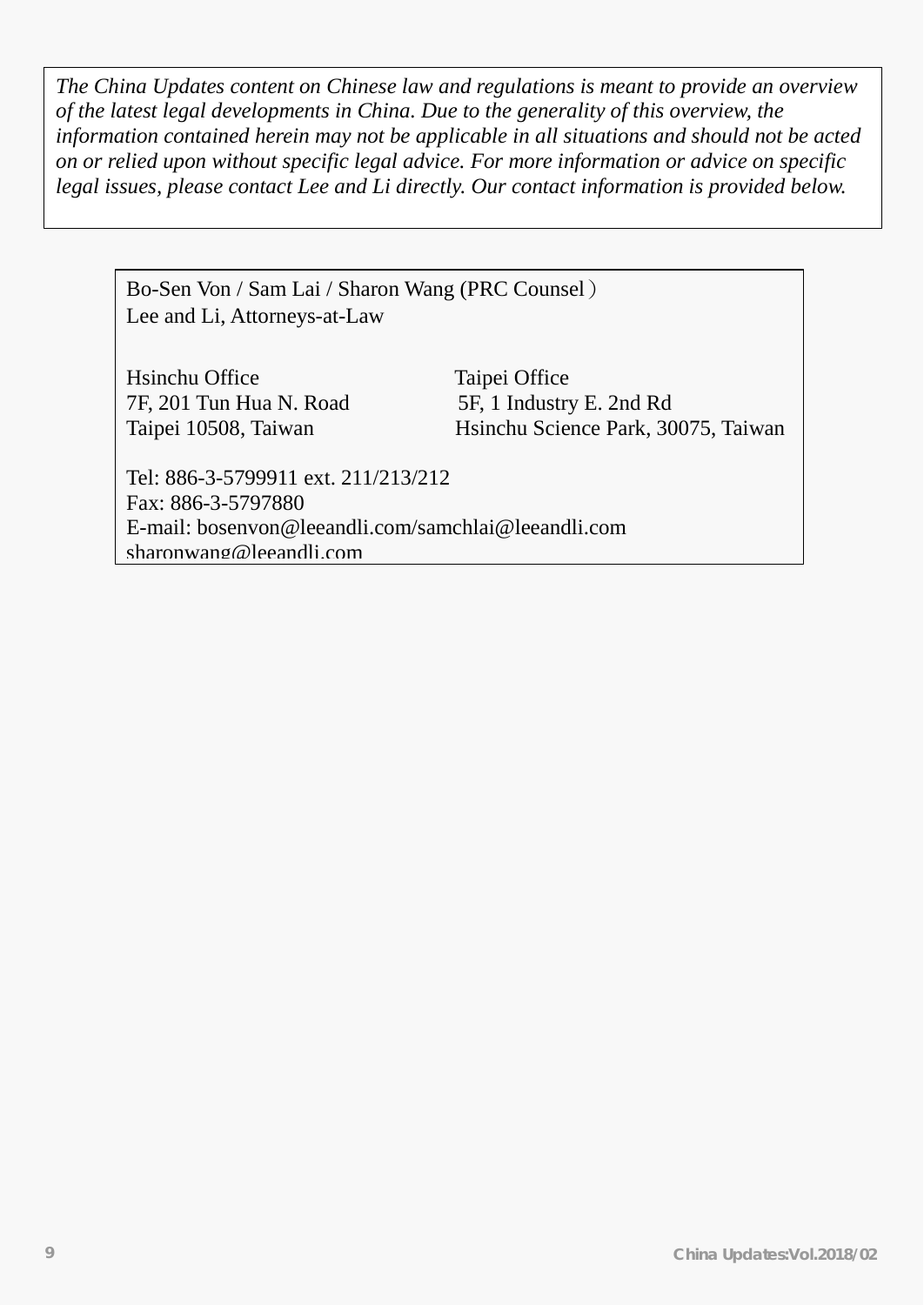*The China Updates content on Chinese law and regulations is meant to provide an overview of the latest legal developments in China. Due to the generality of this overview, the information contained herein may not be applicable in all situations and should not be acted on or relied upon without specific legal advice. For more information or advice on specific legal issues, please contact Lee and Li directly. Our contact information is provided below.*

Bo-Sen Von / Sam Lai / Sharon Wang (PRC Counsel）
Lee and Li, Attorneys-at-Law

| | |
|---|---|
| Hsinchu Office | Taipei Office |
| 7F, 201 Tun Hua N. Road | 5F, 1 Industry E. 2nd Rd |
| Taipei 10508, Taiwan | Hsinchu Science Park, 30075, Taiwan |

Tel: 886-3-5799911 ext. 211/213/212
Fax: 886-3-5797880
E-mail: bosenvon@leeandli.com/samchlai@leeandli.com
sharonwang@leeandli.com